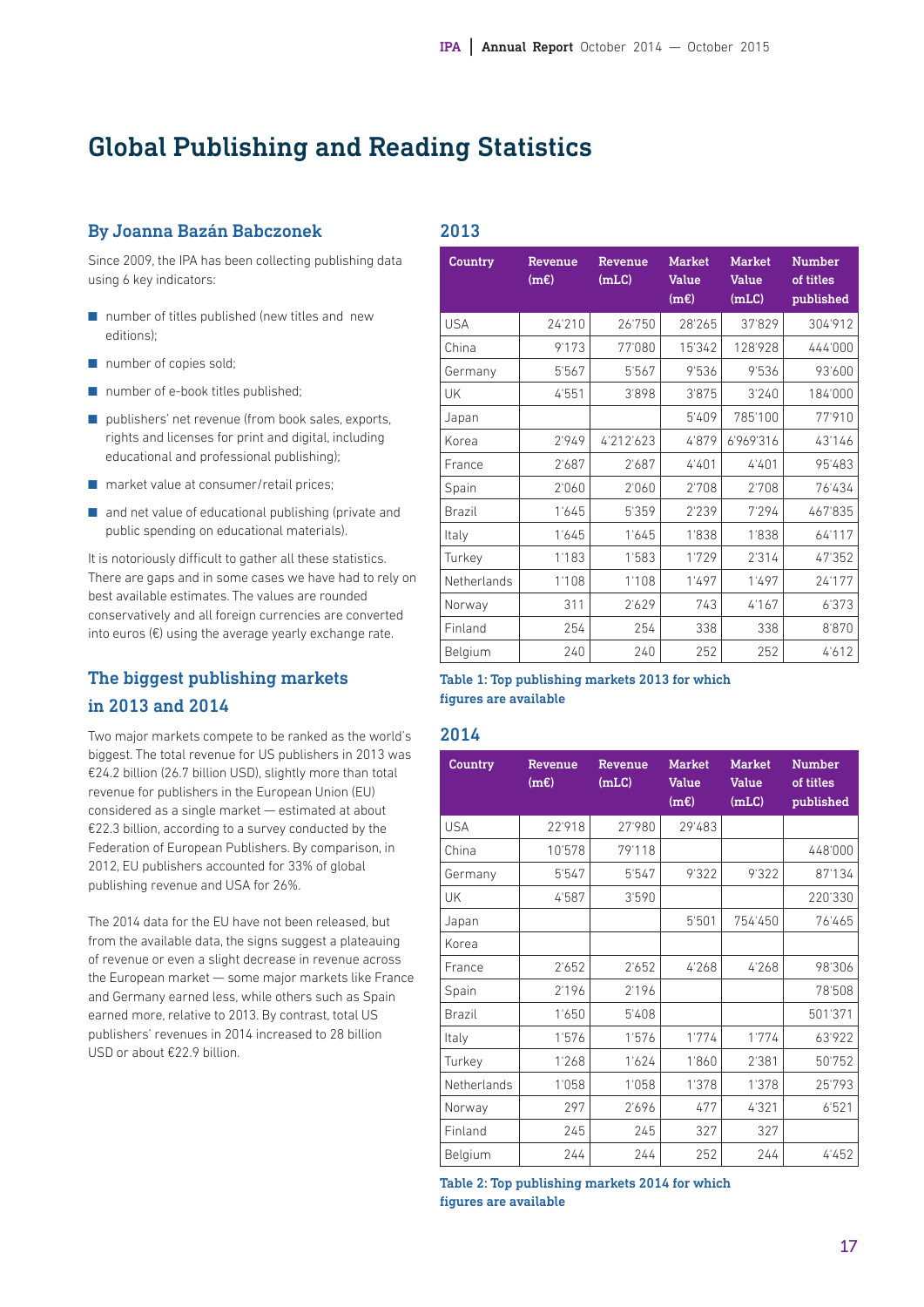# Global Publishing and Reading Statistics

### By Joanna Bazán Babczonek

Since 2009, the IPA has been collecting publishing data using 6 key indicators:

- number of titles published (new titles and new editions);
- number of copies sold;
- number of e-book titles published;
- publishers' net revenue (from book sales, exports, rights and licenses for print and digital, including educational and professional publishing);
- market value at consumer/retail prices;
- and net value of educational publishing (private and public spending on educational materials).

It is notoriously difficult to gather all these statistics. There are gaps and in some cases we have had to rely on best available estimates. The values are rounded conservatively and all foreign currencies are converted into euros (€) using the average yearly exchange rate.

## The biggest publishing markets in 2013 and 2014

Two major markets compete to be ranked as the world's biggest. The total revenue for US publishers in 2013 was €24.2 billion (26.7 billion USD), slightly more than total revenue for publishers in the European Union (EU) considered as a single market — estimated at about €22.3 billion, according to a survey conducted by the Federation of European Publishers. By comparison, in 2012, EU publishers accounted for 33% of global publishing revenue and USA for 26%.

The 2014 data for the EU have not been released, but from the available data, the signs suggest a plateauing of revenue or even a slight decrease in revenue across the European market — some major markets like France and Germany earned less, while others such as Spain earned more, relative to 2013. By contrast, total US publishers' revenues in 2014 increased to 28 billion USD or about €22.9 billion.

### 2013

| Country | Revenue (m€) | Revenue (mLC) | Market Value (m€) | Market Value (mLC) | Number of titles published |
|---|---|---|---|---|---|
| USA | 24'210 | 26'750 | 28'265 | 37'829 | 304'912 |
| China | 9'173 | 77'080 | 15'342 | 128'928 | 444'000 |
| Germany | 5'567 | 5'567 | 9'536 | 9'536 | 93'600 |
| UK | 4'551 | 3'898 | 3'875 | 3'240 | 184'000 |
| Japan | | | 5'409 | 785'100 | 77'910 |
| Korea | 2'949 | 4'212'623 | 4'879 | 6'969'316 | 43'146 |
| France | 2'687 | 2'687 | 4'401 | 4'401 | 95'483 |
| Spain | 2'060 | 2'060 | 2'708 | 2'708 | 76'434 |
| Brazil | 1'645 | 5'359 | 2'239 | 7'294 | 467'835 |
| Italy | 1'645 | 1'645 | 1'838 | 1'838 | 64'117 |
| Turkey | 1'183 | 1'583 | 1'729 | 2'314 | 47'352 |
| Netherlands | 1'108 | 1'108 | 1'497 | 1'497 | 24'177 |
| Norway | 311 | 2'629 | 743 | 4'167 | 6'373 |
| Finland | 254 | 254 | 338 | 338 | 8'870 |
| Belgium | 240 | 240 | 252 | 252 | 4'612 |

**Table 1: Top publishing markets 2013 for which figures are available**

### 2014

| Country | Revenue (m€) | Revenue (mLC) | Market Value (m€) | Market Value (mLC) | Number of titles published |
|---|---|---|---|---|---|
| USA | 22'918 | 27'980 | 29'483 | | |
| China | 10'578 | 79'118 | | | 448'000 |
| Germany | 5'547 | 5'547 | 9'322 | 9'322 | 87'134 |
| UK | 4'587 | 3'590 | | | 220'330 |
| Japan | | | 5'501 | 754'450 | 76'465 |
| Korea | | | | | |
| France | 2'652 | 2'652 | 4'268 | 4'268 | 98'306 |
| Spain | 2'196 | 2'196 | | | 78'508 |
| Brazil | 1'650 | 5'408 | | | 501'371 |
| Italy | 1'576 | 1'576 | 1'774 | 1'774 | 63'922 |
| Turkey | 1'268 | 1'624 | 1'860 | 2'381 | 50'752 |
| Netherlands | 1'058 | 1'058 | 1'378 | 1'378 | 25'793 |
| Norway | 297 | 2'696 | 477 | 4'321 | 6'521 |
| Finland | 245 | 245 | 327 | 327 | |
| Belgium | 244 | 244 | 252 | 244 | 4'452 |

**Table 2: Top publishing markets 2014 for which figures are available**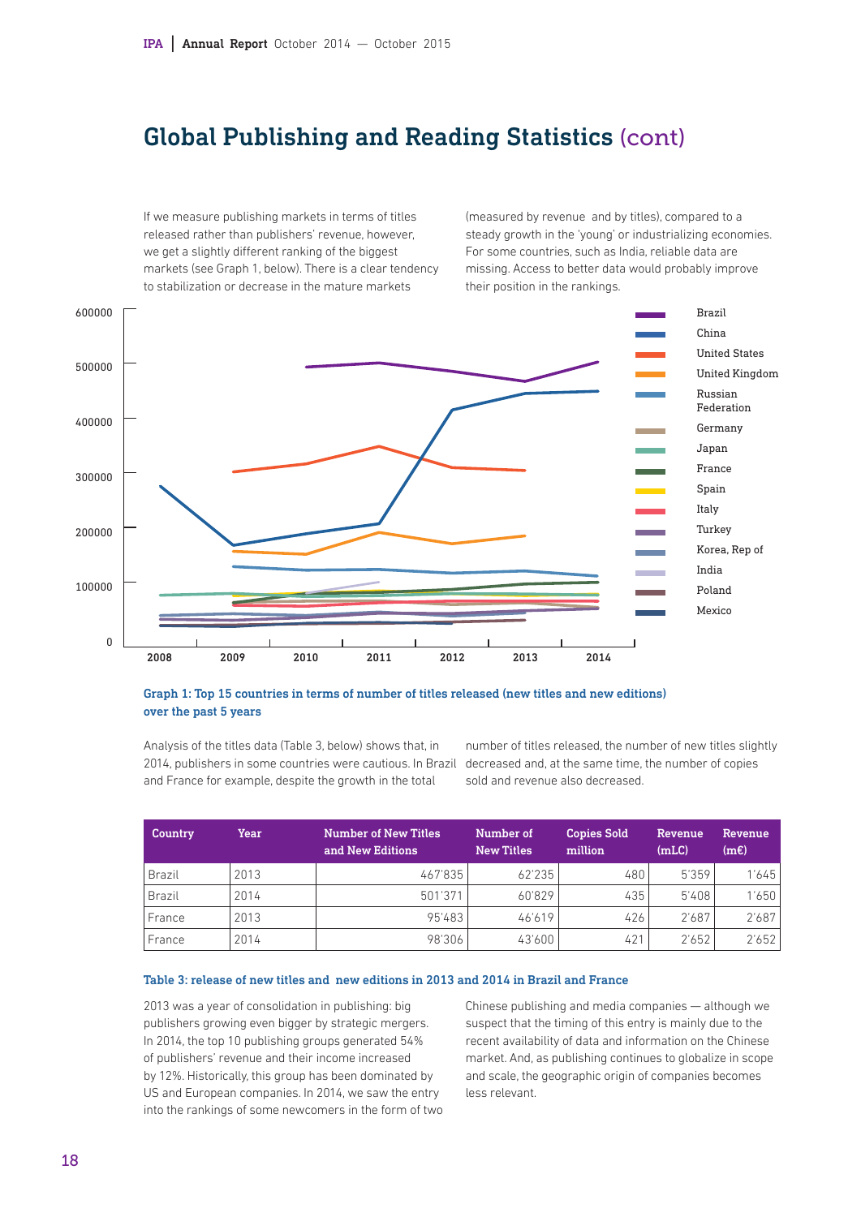## Global Publishing and Reading Statistics (cont)

If we measure publishing markets in terms of titles released rather than publishers' revenue, however, we get a slightly different ranking of the biggest markets (see Graph 1, below). There is a clear tendency to stabilization or decrease in the mature markets (measured by revenue and by titles), compared to a steady growth in the 'young' or industrializing economies. For some countries, such as India, reliable data are missing. Access to better data would probably improve their position in the rankings.

**Graph 1: Top 15 countries in terms of number of titles released (new titles and new editions) over the past 5 years**

Analysis of the titles data (Table 3, below) shows that, in 2014, publishers in some countries were cautious. In Brazil and France for example, despite the growth in the total number of titles released, the number of new titles slightly decreased and, at the same time, the number of copies sold and revenue also decreased.

| Country | Year | Number of New Titles and New Editions | Number of New Titles | Copies Sold million | Revenue (mLC) | Revenue (m€) |
|---|---|---|---|---|---|---|
| Brazil | 2013 | 467'835 | 62'235 | 480 | 5'359 | 1'645 |
| Brazil | 2014 | 501'371 | 60'829 | 435 | 5'408 | 1'650 |
| France | 2013 | 95'483 | 46'619 | 426 | 2'687 | 2'687 |
| France | 2014 | 98'306 | 43'600 | 421 | 2'652 | 2'652 |

**Table 3: release of new titles and new editions in 2013 and 2014 in Brazil and France**

2013 was a year of consolidation in publishing: big publishers growing even bigger by strategic mergers. In 2014, the top 10 publishing groups generated 54% of publishers' revenue and their income increased by 12%. Historically, this group has been dominated by US and European companies. In 2014, we saw the entry into the rankings of some newcomers in the form of two Chinese publishing and media companies — although we suspect that the timing of this entry is mainly due to the recent availability of data and information on the Chinese market. And, as publishing continues to globalize in scope and scale, the geographic origin of companies becomes less relevant.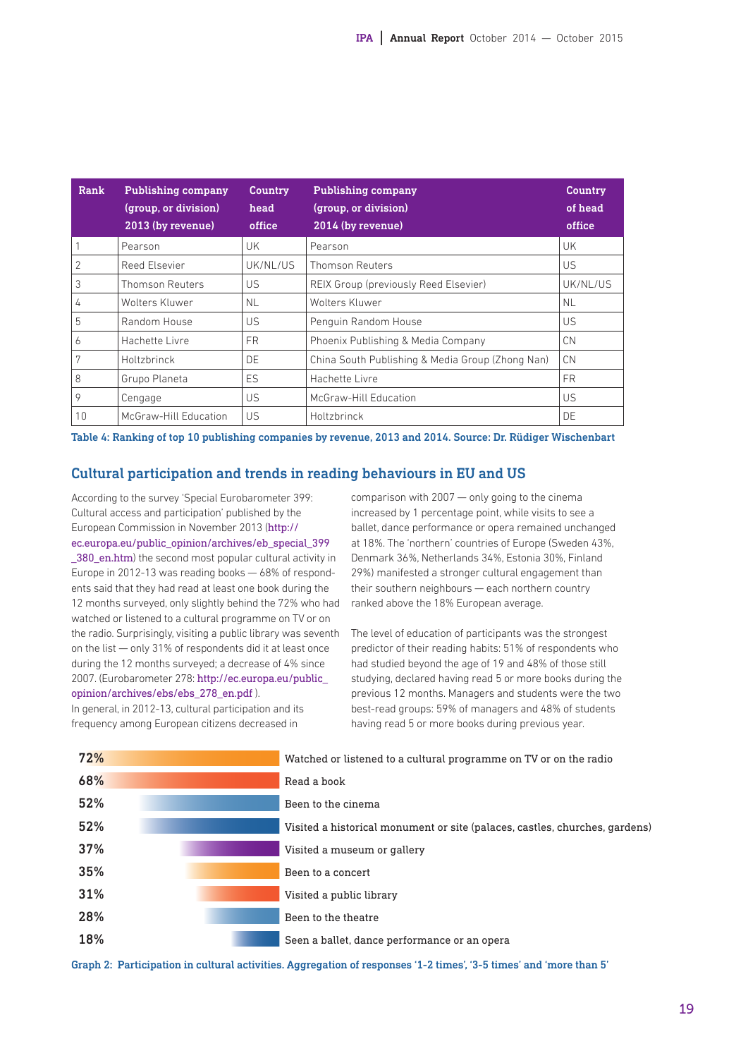| Rank | Publishing company (group, or division) 2013 (by revenue) | Country head office | Publishing company (group, or division) 2014 (by revenue) | Country of head office |
|---|---|---|---|---|
| 1 | Pearson | UK | Pearson | UK |
| 2 | Reed Elsevier | UK/NL/US | Thomson Reuters | US |
| 3 | Thomson Reuters | US | REIX Group (previously Reed Elsevier) | UK/NL/US |
| 4 | Wolters Kluwer | NL | Wolters Kluwer | NL |
| 5 | Random House | US | Penguin Random House | US |
| 6 | Hachette Livre | FR | Phoenix Publishing & Media Company | CN |
| 7 | Holtzbrinck | DE | China South Publishing & Media Group (Zhong Nan) | CN |
| 8 | Grupo Planeta | ES | Hachette Livre | FR |
| 9 | Cengage | US | McGraw-Hill Education | US |
| 10 | McGraw-Hill Education | US | Holtzbrinck | DE |

**Table 4: Ranking of top 10 publishing companies by revenue, 2013 and 2014. Source: Dr. Rüdiger Wischenbart**

## Cultural participation and trends in reading behaviours in EU and US

According to the survey 'Special Eurobarometer 399: Cultural access and participation' published by the European Commission in November 2013 (http://ec.europa.eu/public_opinion/archives/eb_special_399_380_en.htm) the second most popular cultural activity in Europe in 2012-13 was reading books — 68% of respondents said that they had read at least one book during the 12 months surveyed, only slightly behind the 72% who had watched or listened to a cultural programme on TV or on the radio. Surprisingly, visiting a public library was seventh on the list — only 31% of respondents did it at least once during the 12 months surveyed; a decrease of 4% since 2007. (Eurobarometer 278: http://ec.europa.eu/public_opinion/archives/ebs/ebs_278_en.pdf ).

In general, in 2012-13, cultural participation and its frequency among European citizens decreased in comparison with 2007 — only going to the cinema increased by 1 percentage point, while visits to see a ballet, dance performance or opera remained unchanged at 18%. The 'northern' countries of Europe (Sweden 43%, Denmark 36%, Netherlands 34%, Estonia 30%, Finland 29%) manifested a stronger cultural engagement than their southern neighbours — each northern country ranked above the 18% European average.

The level of education of participants was the strongest predictor of their reading habits: 51% of respondents who had studied beyond the age of 19 and 48% of those still studying, declared having read 5 or more books during the previous 12 months. Managers and students were the two best-read groups: 59% of managers and 48% of students having read 5 or more books during previous year.

| % | Activity |
|---|---|
| 72% | Watched or listened to a cultural programme on TV or on the radio |
| 68% | Read a book |
| 52% | Been to the cinema |
| 52% | Visited a historical monument or site (palaces, castles, churches, gardens) |
| 37% | Visited a museum or gallery |
| 35% | Been to a concert |
| 31% | Visited a public library |
| 28% | Been to the theatre |
| 18% | Seen a ballet, dance performance or an opera |

**Graph 2: Participation in cultural activities. Aggregation of responses '1-2 times', '3-5 times' and 'more than 5'**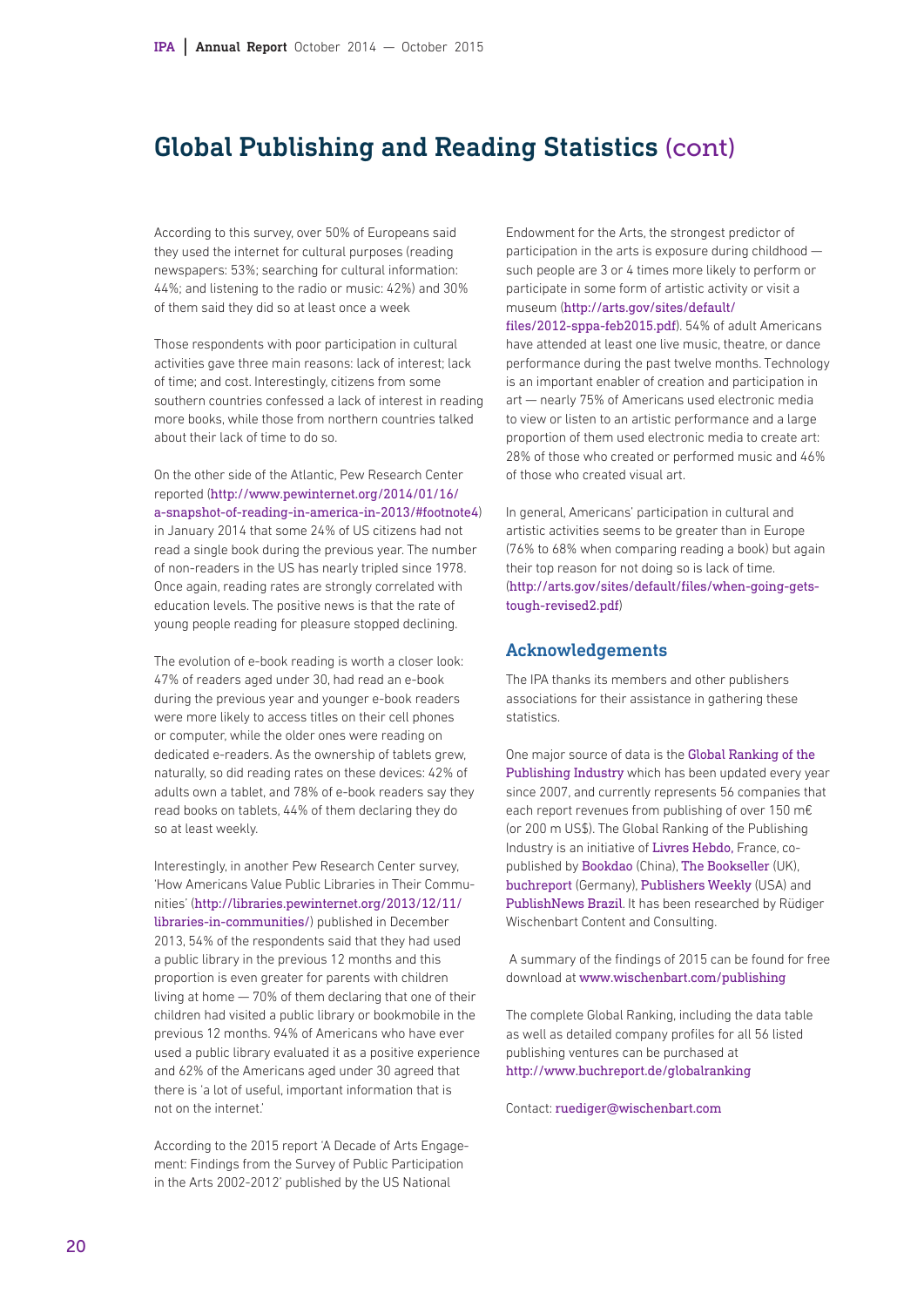# Global Publishing and Reading Statistics (cont)

According to this survey, over 50% of Europeans said they used the internet for cultural purposes (reading newspapers: 53%; searching for cultural information: 44%; and listening to the radio or music: 42%) and 30% of them said they did so at least once a week

Those respondents with poor participation in cultural activities gave three main reasons: lack of interest; lack of time; and cost. Interestingly, citizens from some southern countries confessed a lack of interest in reading more books, while those from northern countries talked about their lack of time to do so.

On the other side of the Atlantic, Pew Research Center reported (http://www.pewinternet.org/2014/01/16/a-snapshot-of-reading-in-america-in-2013/#footnote4) in January 2014 that some 24% of US citizens had not read a single book during the previous year. The number of non-readers in the US has nearly tripled since 1978. Once again, reading rates are strongly correlated with education levels. The positive news is that the rate of young people reading for pleasure stopped declining.

The evolution of e-book reading is worth a closer look: 47% of readers aged under 30, had read an e-book during the previous year and younger e-book readers were more likely to access titles on their cell phones or computer, while the older ones were reading on dedicated e-readers. As the ownership of tablets grew, naturally, so did reading rates on these devices: 42% of adults own a tablet, and 78% of e-book readers say they read books on tablets, 44% of them declaring they do so at least weekly.

Interestingly, in another Pew Research Center survey, 'How Americans Value Public Libraries in Their Communities' (http://libraries.pewinternet.org/2013/12/11/libraries-in-communities/) published in December 2013, 54% of the respondents said that they had used a public library in the previous 12 months and this proportion is even greater for parents with children living at home — 70% of them declaring that one of their children had visited a public library or bookmobile in the previous 12 months. 94% of Americans who have ever used a public library evaluated it as a positive experience and 62% of the Americans aged under 30 agreed that there is 'a lot of useful, important information that is not on the internet.'

According to the 2015 report 'A Decade of Arts Engagement: Findings from the Survey of Public Participation in the Arts 2002-2012' published by the US National Endowment for the Arts, the strongest predictor of participation in the arts is exposure during childhood — such people are 3 or 4 times more likely to perform or participate in some form of artistic activity or visit a museum (http://arts.gov/sites/default/files/2012-sppa-feb2015.pdf). 54% of adult Americans have attended at least one live music, theatre, or dance performance during the past twelve months. Technology is an important enabler of creation and participation in art — nearly 75% of Americans used electronic media to view or listen to an artistic performance and a large proportion of them used electronic media to create art: 28% of those who created or performed music and 46% of those who created visual art.

In general, Americans' participation in cultural and artistic activities seems to be greater than in Europe (76% to 68% when comparing reading a book) but again their top reason for not doing so is lack of time. (http://arts.gov/sites/default/files/when-going-gets-tough-revised2.pdf)

## Acknowledgements

The IPA thanks its members and other publishers associations for their assistance in gathering these statistics.

One major source of data is the Global Ranking of the Publishing Industry which has been updated every year since 2007, and currently represents 56 companies that each report revenues from publishing of over 150 m€ (or 200 m US$). The Global Ranking of the Publishing Industry is an initiative of Livres Hebdo, France, co-published by Bookdao (China), The Bookseller (UK), buchreport (Germany), Publishers Weekly (USA) and PublishNews Brazil. It has been researched by Rüdiger Wischenbart Content and Consulting.

A summary of the findings of 2015 can be found for free download at www.wischenbart.com/publishing

The complete Global Ranking, including the data table as well as detailed company profiles for all 56 listed publishing ventures can be purchased at http://www.buchreport.de/globalranking

Contact: ruediger@wischenbart.com